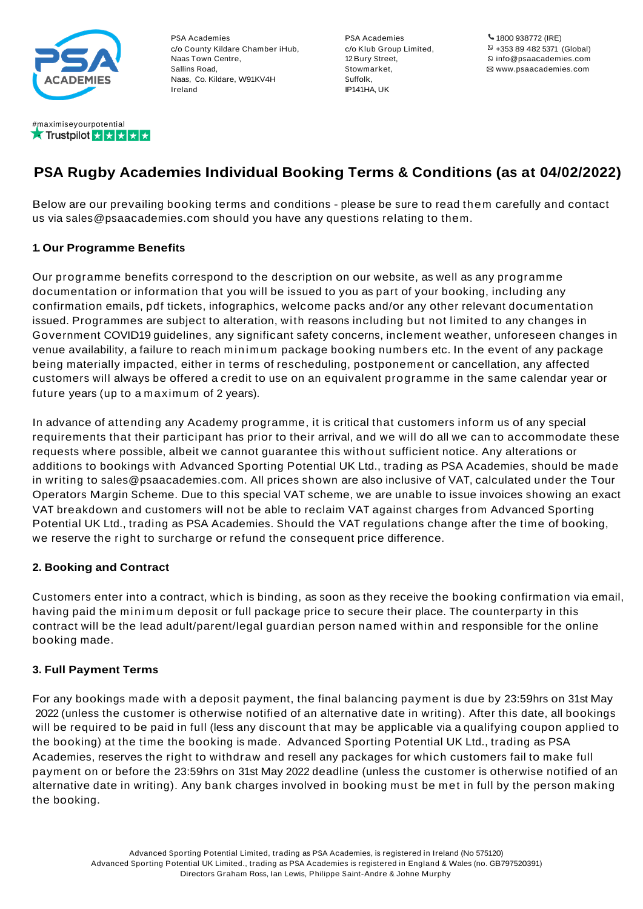PSA Academies
c/o County Kildare Chamber iHub,
Naas Town Centre,
Sallins Road,
Naas, Co. Kildare, W91KV4H
Ireland

PSA Academies
c/o Klub Group Limited,
12 Bury Street,
Stowmarket,
Suffolk,
IP141HA, UK

1800 938772 (IRE)
+353 89 482 5371 (Global)
info@psaacademies.com
www.psaacademies.com

#maximiseyourpotential
Trustpilot

# PSA Rugby Academies Individual Booking Terms & Conditions (as at 04/02/2022)

Below are our prevailing booking terms and conditions - please be sure to read them carefully and contact us via sales@psaacademies.com should you have any questions relating to them.

## 1. Our Programme Benefits

Our programme benefits correspond to the description on our website, as well as any programme documentation or information that you will be issued to you as part of your booking, including any confirmation emails, pdf tickets, infographics, welcome packs and/or any other relevant documentation issued. Programmes are subject to alteration, with reasons including but not limited to any changes in Government COVID19 guidelines, any significant safety concerns, inclement weather, unforeseen changes in venue availability, a failure to reach minimum package booking numbers etc. In the event of any package being materially impacted, either in terms of rescheduling, postponement or cancellation, any affected customers will always be offered a credit to use on an equivalent programme in the same calendar year or future years (up to a maximum of 2 years).

In advance of attending any Academy programme, it is critical that customers inform us of any special requirements that their participant has prior to their arrival, and we will do all we can to accommodate these requests where possible, albeit we cannot guarantee this without sufficient notice. Any alterations or additions to bookings with Advanced Sporting Potential UK Ltd., trading as PSA Academies, should be made in writing to sales@psaacademies.com. All prices shown are also inclusive of VAT, calculated under the Tour Operators Margin Scheme. Due to this special VAT scheme, we are unable to issue invoices showing an exact VAT breakdown and customers will not be able to reclaim VAT against charges from Advanced Sporting Potential UK Ltd., trading as PSA Academies. Should the VAT regulations change after the time of booking, we reserve the right to surcharge or refund the consequent price difference.

## 2. Booking and Contract

Customers enter into a contract, which is binding, as soon as they receive the booking confirmation via email, having paid the minimum deposit or full package price to secure their place. The counterparty in this contract will be the lead adult/parent/legal guardian person named within and responsible for the online booking made.

## 3. Full Payment Terms

For any bookings made with a deposit payment, the final balancing payment is due by 23:59hrs on 31st May 2022 (unless the customer is otherwise notified of an alternative date in writing). After this date, all bookings will be required to be paid in full (less any discount that may be applicable via a qualifying coupon applied to the booking) at the time the booking is made. Advanced Sporting Potential UK Ltd., trading as PSA Academies, reserves the right to withdraw and resell any packages for which customers fail to make full payment on or before the 23:59hrs on 31st May 2022 deadline (unless the customer is otherwise notified of an alternative date in writing). Any bank charges involved in booking must be met in full by the person making the booking.

Advanced Sporting Potential Limited, trading as PSA Academies, is registered in Ireland (No 575120)
Advanced Sporting Potential UK Limited., trading as PSA Academies is registered in England & Wales (no. GB797520391)
Directors Graham Ross, Ian Lewis, Philippe Saint-Andre & Johne Murphy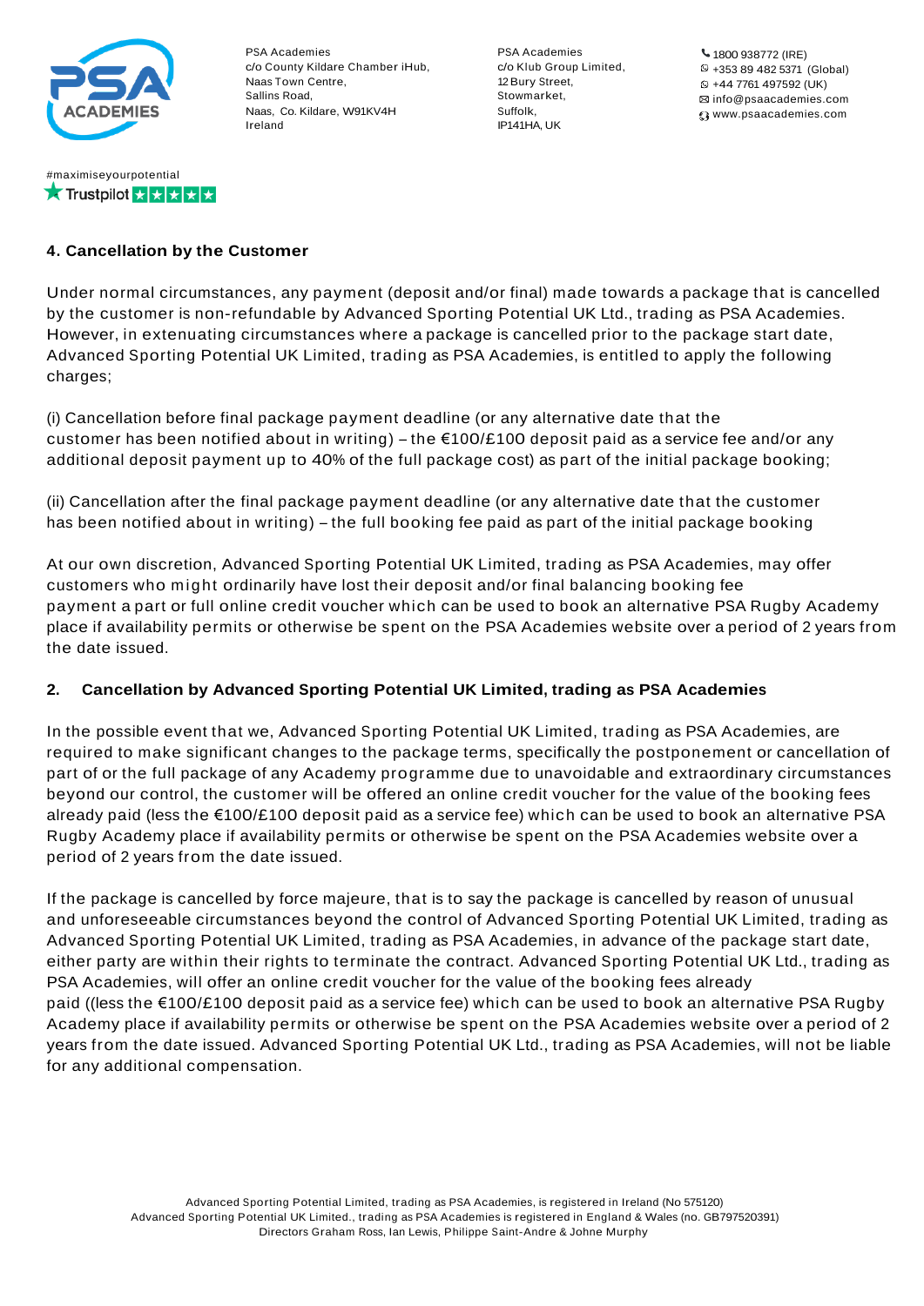#### 4. Cancellation by the Customer

Under normal circumstances, any payment (deposit and/or final) made towards a package that is cancelled by the customer is non-refundable by Advanced Sporting Potential UK Ltd., trading as PSA Academies. However, in extenuating circumstances where a package is cancelled prior to the package start date, Advanced Sporting Potential UK Limited, trading as PSA Academies, is entitled to apply the following charges;

(i) Cancellation before final package payment deadline (or any alternative date that the customer has been notified about in writing) – the €100/£100 deposit paid as a service fee and/or any additional deposit payment up to 40% of the full package cost) as part of the initial package booking;

(ii) Cancellation after the final package payment deadline (or any alternative date that the customer has been notified about in writing) – the full booking fee paid as part of the initial package booking

At our own discretion, Advanced Sporting Potential UK Limited, trading as PSA Academies, may offer customers who might ordinarily have lost their deposit and/or final balancing booking fee payment a part or full online credit voucher which can be used to book an alternative PSA Rugby Academy place if availability permits or otherwise be spent on the PSA Academies website over a period of 2 years from the date issued.

#### 2. Cancellation by Advanced Sporting Potential UK Limited, trading as PSA Academies

In the possible event that we, Advanced Sporting Potential UK Limited, trading as PSA Academies, are required to make significant changes to the package terms, specifically the postponement or cancellation of part of or the full package of any Academy programme due to unavoidable and extraordinary circumstances beyond our control, the customer will be offered an online credit voucher for the value of the booking fees already paid (less the €100/£100 deposit paid as a service fee) which can be used to book an alternative PSA Rugby Academy place if availability permits or otherwise be spent on the PSA Academies website over a period of 2 years from the date issued.

If the package is cancelled by force majeure, that is to say the package is cancelled by reason of unusual and unforeseeable circumstances beyond the control of Advanced Sporting Potential UK Limited, trading as Advanced Sporting Potential UK Limited, trading as PSA Academies, in advance of the package start date, either party are within their rights to terminate the contract. Advanced Sporting Potential UK Ltd., trading as PSA Academies, will offer an online credit voucher for the value of the booking fees already paid ((less the €100/£100 deposit paid as a service fee) which can be used to book an alternative PSA Rugby Academy place if availability permits or otherwise be spent on the PSA Academies website over a period of 2 years from the date issued. Advanced Sporting Potential UK Ltd., trading as PSA Academies, will not be liable for any additional compensation.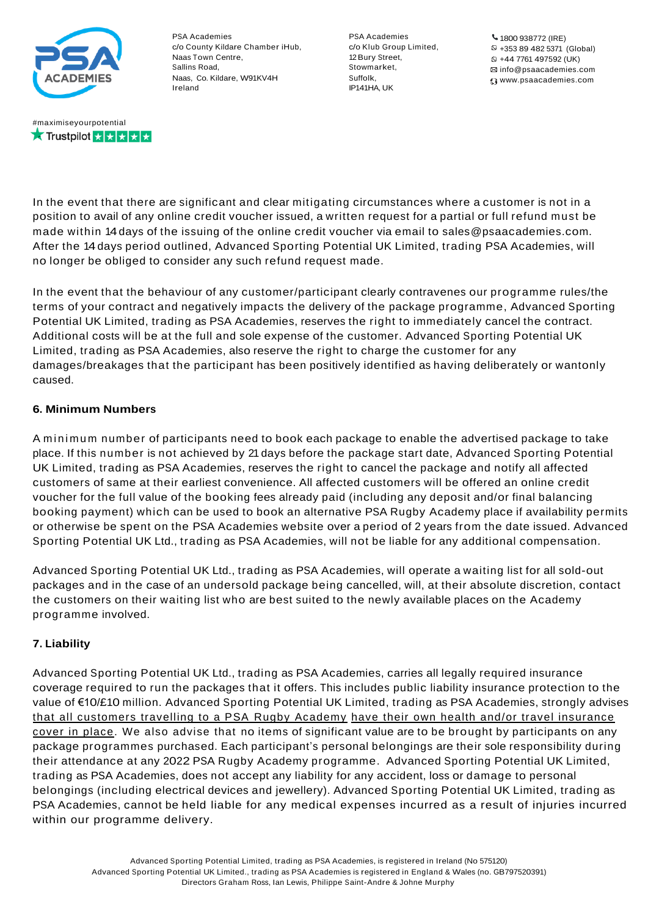In the event that there are significant and clear mitigating circumstances where a customer is not in a position to avail of any online credit voucher issued, a written request for a partial or full refund must be made within 14 days of the issuing of the online credit voucher via email to sales@psaacademies.com. After the 14 days period outlined, Advanced Sporting Potential UK Limited, trading PSA Academies, will no longer be obliged to consider any such refund request made.

In the event that the behaviour of any customer/participant clearly contravenes our programme rules/the terms of your contract and negatively impacts the delivery of the package programme, Advanced Sporting Potential UK Limited, trading as PSA Academies, reserves the right to immediately cancel the contract. Additional costs will be at the full and sole expense of the customer. Advanced Sporting Potential UK Limited, trading as PSA Academies, also reserve the right to charge the customer for any damages/breakages that the participant has been positively identified as having deliberately or wantonly caused.

**6. Minimum Numbers**

A minimum number of participants need to book each package to enable the advertised package to take place. If this number is not achieved by 21 days before the package start date, Advanced Sporting Potential UK Limited, trading as PSA Academies, reserves the right to cancel the package and notify all affected customers of same at their earliest convenience. All affected customers will be offered an online credit voucher for the full value of the booking fees already paid (including any deposit and/or final balancing booking payment) which can be used to book an alternative PSA Rugby Academy place if availability permits or otherwise be spent on the PSA Academies website over a period of 2 years from the date issued. Advanced Sporting Potential UK Ltd., trading as PSA Academies, will not be liable for any additional compensation.

Advanced Sporting Potential UK Ltd., trading as PSA Academies, will operate a waiting list for all sold-out packages and in the case of an undersold package being cancelled, will, at their absolute discretion, contact the customers on their waiting list who are best suited to the newly available places on the Academy programme involved.

**7. Liability**

Advanced Sporting Potential UK Ltd., trading as PSA Academies, carries all legally required insurance coverage required to run the packages that it offers. This includes public liability insurance protection to the value of €10/£10 million. Advanced Sporting Potential UK Limited, trading as PSA Academies, strongly advises that all customers travelling to a PSA Rugby Academy have their own health and/or travel insurance cover in place. We also advise that no items of significant value are to be brought by participants on any package programmes purchased. Each participant's personal belongings are their sole responsibility during their attendance at any 2022 PSA Rugby Academy programme. Advanced Sporting Potential UK Limited, trading as PSA Academies, does not accept any liability for any accident, loss or damage to personal belongings (including electrical devices and jewellery). Advanced Sporting Potential UK Limited, trading as PSA Academies, cannot be held liable for any medical expenses incurred as a result of injuries incurred within our programme delivery.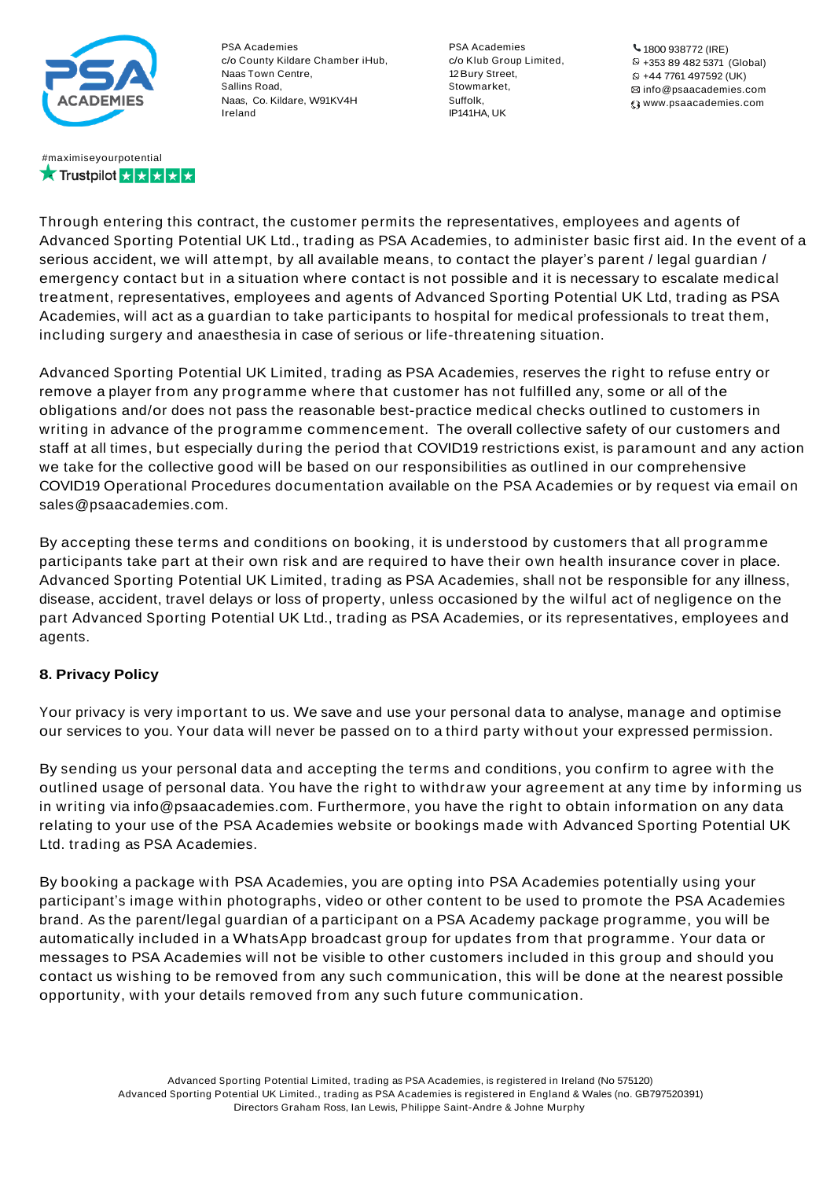Through entering this contract, the customer permits the representatives, employees and agents of Advanced Sporting Potential UK Ltd., trading as PSA Academies, to administer basic first aid. In the event of a serious accident, we will attempt, by all available means, to contact the player's parent / legal guardian / emergency contact but in a situation where contact is not possible and it is necessary to escalate medical treatment, representatives, employees and agents of Advanced Sporting Potential UK Ltd, trading as PSA Academies, will act as a guardian to take participants to hospital for medical professionals to treat them, including surgery and anaesthesia in case of serious or life-threatening situation.

Advanced Sporting Potential UK Limited, trading as PSA Academies, reserves the right to refuse entry or remove a player from any programme where that customer has not fulfilled any, some or all of the obligations and/or does not pass the reasonable best-practice medical checks outlined to customers in writing in advance of the programme commencement. The overall collective safety of our customers and staff at all times, but especially during the period that COVID19 restrictions exist, is paramount and any action we take for the collective good will be based on our responsibilities as outlined in our comprehensive COVID19 Operational Procedures documentation available on the PSA Academies or by request via email on sales@psaacademies.com.

By accepting these terms and conditions on booking, it is understood by customers that all programme participants take part at their own risk and are required to have their own health insurance cover in place. Advanced Sporting Potential UK Limited, trading as PSA Academies, shall not be responsible for any illness, disease, accident, travel delays or loss of property, unless occasioned by the wilful act of negligence on the part Advanced Sporting Potential UK Ltd., trading as PSA Academies, or its representatives, employees and agents.

**8. Privacy Policy**

Your privacy is very important to us. We save and use your personal data to analyse, manage and optimise our services to you. Your data will never be passed on to a third party without your expressed permission.

By sending us your personal data and accepting the terms and conditions, you confirm to agree with the outlined usage of personal data. You have the right to withdraw your agreement at any time by informing us in writing via info@psaacademies.com. Furthermore, you have the right to obtain information on any data relating to your use of the PSA Academies website or bookings made with Advanced Sporting Potential UK Ltd. trading as PSA Academies.

By booking a package with PSA Academies, you are opting into PSA Academies potentially using your participant's image within photographs, video or other content to be used to promote the PSA Academies brand. As the parent/legal guardian of a participant on a PSA Academy package programme, you will be automatically included in a WhatsApp broadcast group for updates from that programme. Your data or messages to PSA Academies will not be visible to other customers included in this group and should you contact us wishing to be removed from any such communication, this will be done at the nearest possible opportunity, with your details removed from any such future communication.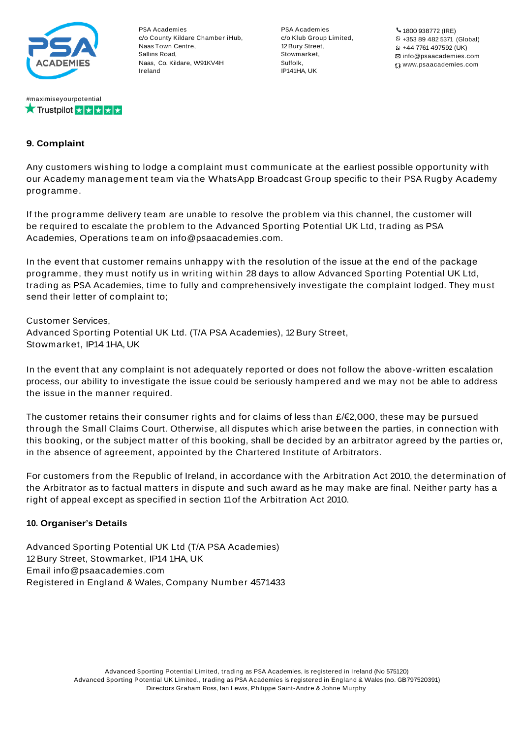## 9. Complaint

Any customers wishing to lodge a complaint must communicate at the earliest possible opportunity with our Academy management team via the WhatsApp Broadcast Group specific to their PSA Rugby Academy programme.

If the programme delivery team are unable to resolve the problem via this channel, the customer will be required to escalate the problem to the Advanced Sporting Potential UK Ltd, trading as PSA Academies, Operations team on info@psaacademies.com.

In the event that customer remains unhappy with the resolution of the issue at the end of the package programme, they must notify us in writing within 28 days to allow Advanced Sporting Potential UK Ltd, trading as PSA Academies, time to fully and comprehensively investigate the complaint lodged. They must send their letter of complaint to;

Customer Services,
Advanced Sporting Potential UK Ltd. (T/A PSA Academies), 12 Bury Street,
Stowmarket, IP14 1HA, UK

In the event that any complaint is not adequately reported or does not follow the above-written escalation process, our ability to investigate the issue could be seriously hampered and we may not be able to address the issue in the manner required.

The customer retains their consumer rights and for claims of less than £/€2,000, these may be pursued through the Small Claims Court. Otherwise, all disputes which arise between the parties, in connection with this booking, or the subject matter of this booking, shall be decided by an arbitrator agreed by the parties or, in the absence of agreement, appointed by the Chartered Institute of Arbitrators.

For customers from the Republic of Ireland, in accordance with the Arbitration Act 2010, the determination of the Arbitrator as to factual matters in dispute and such award as he may make are final. Neither party has a right of appeal except as specified in section 11 of the Arbitration Act 2010.

## 10. Organiser's Details

Advanced Sporting Potential UK Ltd (T/A PSA Academies)
12 Bury Street, Stowmarket, IP14 1HA, UK
Email info@psaacademies.com
Registered in England & Wales, Company Number 4571433